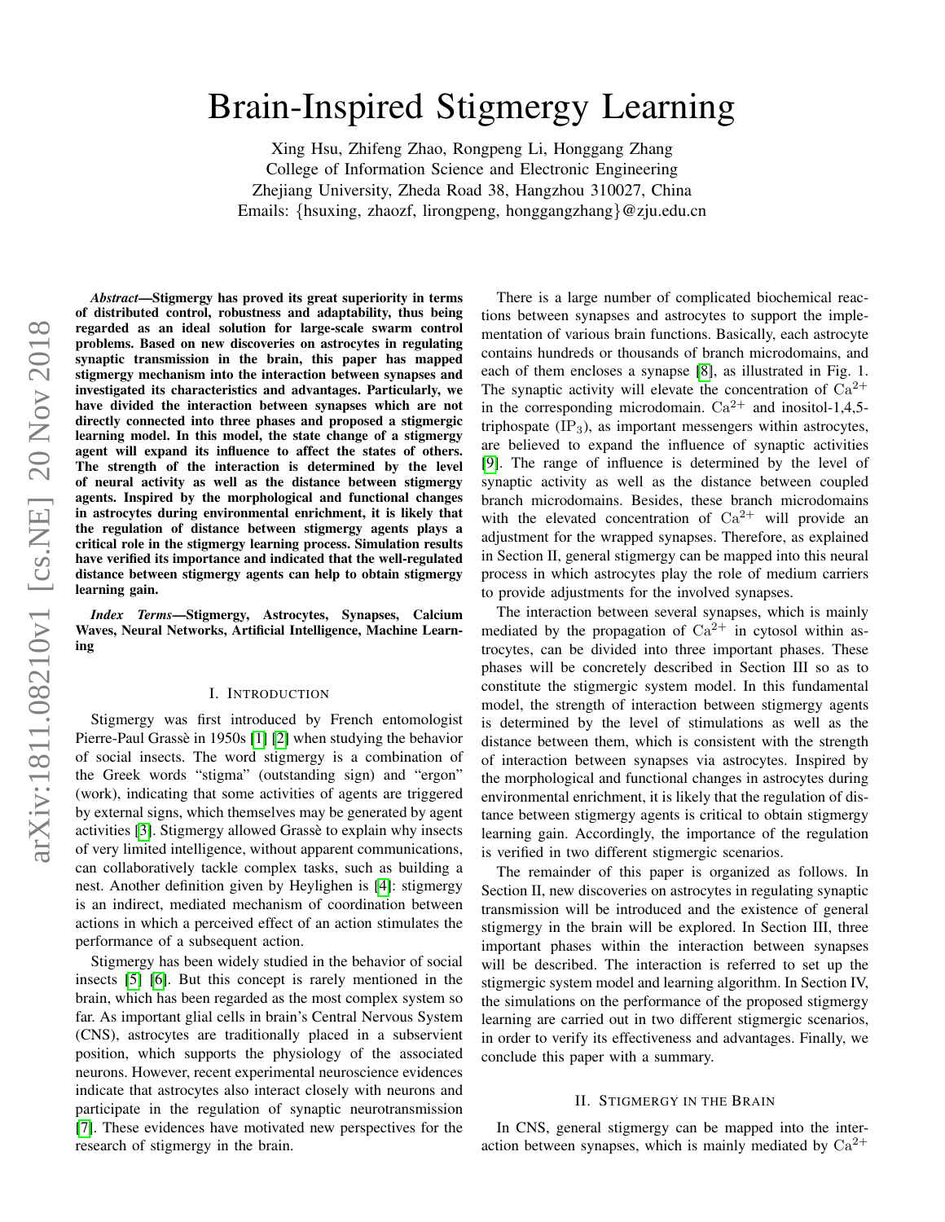# Brain-Inspired Stigmergy Learning

Xing Hsu, Zhifeng Zhao, Rongpeng Li, Honggang Zhang
College of Information Science and Electronic Engineering
Zhejiang University, Zheda Road 38, Hangzhou 310027, China
Emails: {hsuxing, zhaozf, lirongpeng, honggangzhang}@zju.edu.cn

***Abstract*—Stigmergy has proved its great superiority in terms of distributed control, robustness and adaptability, thus being regarded as an ideal solution for large-scale swarm control problems. Based on new discoveries on astrocytes in regulating synaptic transmission in the brain, this paper has mapped stigmergy mechanism into the interaction between synapses and investigated its characteristics and advantages. Particularly, we have divided the interaction between synapses which are not directly connected into three phases and proposed a stigmergic learning model. In this model, the state change of a stigmergy agent will expand its influence to affect the states of others. The strength of the interaction is determined by the level of neural activity as well as the distance between stigmergy agents. Inspired by the morphological and functional changes in astrocytes during environmental enrichment, it is likely that the regulation of distance between stigmergy agents plays a critical role in the stigmergy learning process. Simulation results have verified its importance and indicated that the well-regulated distance between stigmergy agents can help to obtain stigmergy learning gain.**

***Index Terms*—Stigmergy, Astrocytes, Synapses, Calcium Waves, Neural Networks, Artificial Intelligence, Machine Learning**

## I. Introduction

Stigmergy was first introduced by French entomologist Pierre-Paul Grassè in 1950s [1] [2] when studying the behavior of social insects. The word stigmergy is a combination of the Greek words "stigma" (outstanding sign) and "ergon" (work), indicating that some activities of agents are triggered by external signs, which themselves may be generated by agent activities [3]. Stigmergy allowed Grassè to explain why insects of very limited intelligence, without apparent communications, can collaboratively tackle complex tasks, such as building a nest. Another definition given by Heylighen is [4]: stigmergy is an indirect, mediated mechanism of coordination between actions in which a perceived effect of an action stimulates the performance of a subsequent action.

Stigmergy has been widely studied in the behavior of social insects [5] [6]. But this concept is rarely mentioned in the brain, which has been regarded as the most complex system so far. As important glial cells in brain's Central Nervous System (CNS), astrocytes are traditionally placed in a subservient position, which supports the physiology of the associated neurons. However, recent experimental neuroscience evidences indicate that astrocytes also interact closely with neurons and participate in the regulation of synaptic neurotransmission [7]. These evidences have motivated new perspectives for the research of stigmergy in the brain.

There is a large number of complicated biochemical reactions between synapses and astrocytes to support the implementation of various brain functions. Basically, each astrocyte contains hundreds or thousands of branch microdomains, and each of them encloses a synapse [8], as illustrated in Fig. 1. The synaptic activity will elevate the concentration of $Ca^{2+}$ in the corresponding microdomain. $Ca^{2+}$ and inositol-1,4,5-triphospate ($IP_3$), as important messengers within astrocytes, are believed to expand the influence of synaptic activities [9]. The range of influence is determined by the level of synaptic activity as well as the distance between coupled branch microdomains. Besides, these branch microdomains with the elevated concentration of $Ca^{2+}$ will provide an adjustment for the wrapped synapses. Therefore, as explained in Section II, general stigmergy can be mapped into this neural process in which astrocytes play the role of medium carriers to provide adjustments for the involved synapses.

The interaction between several synapses, which is mainly mediated by the propagation of $Ca^{2+}$ in cytosol within astrocytes, can be divided into three important phases. These phases will be concretely described in Section III so as to constitute the stigmergic system model. In this fundamental model, the strength of interaction between stigmergy agents is determined by the level of stimulations as well as the distance between them, which is consistent with the strength of interaction between synapses via astrocytes. Inspired by the morphological and functional changes in astrocytes during environmental enrichment, it is likely that the regulation of distance between stigmergy agents is critical to obtain stigmergy learning gain. Accordingly, the importance of the regulation is verified in two different stigmergic scenarios.

The remainder of this paper is organized as follows. In Section II, new discoveries on astrocytes in regulating synaptic transmission will be introduced and the existence of general stigmergy in the brain will be explored. In Section III, three important phases within the interaction between synapses will be described. The interaction is referred to set up the stigmergic system model and learning algorithm. In Section IV, the simulations on the performance of the proposed stigmergy learning are carried out in two different stigmergic scenarios, in order to verify its effectiveness and advantages. Finally, we conclude this paper with a summary.

## II. Stigmergy in the Brain

In CNS, general stigmergy can be mapped into the interaction between synapses, which is mainly mediated by $Ca^{2+}$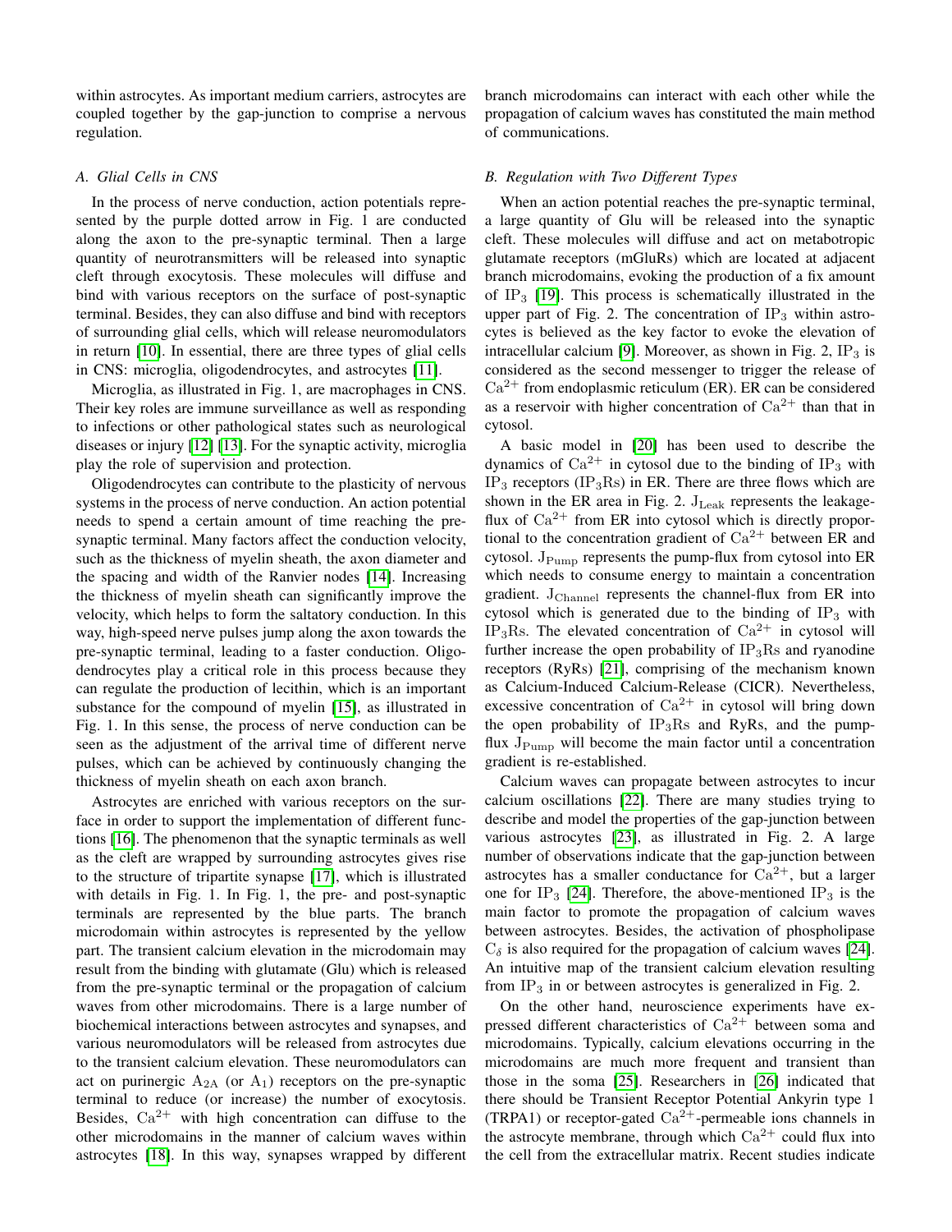within astrocytes. As important medium carriers, astrocytes are coupled together by the gap-junction to comprise a nervous regulation.

### A. Glial Cells in CNS

In the process of nerve conduction, action potentials represented by the purple dotted arrow in Fig. 1 are conducted along the axon to the pre-synaptic terminal. Then a large quantity of neurotransmitters will be released into synaptic cleft through exocytosis. These molecules will diffuse and bind with various receptors on the surface of post-synaptic terminal. Besides, they can also diffuse and bind with receptors of surrounding glial cells, which will release neuromodulators in return [10]. In essential, there are three types of glial cells in CNS: microglia, oligodendrocytes, and astrocytes [11].

Microglia, as illustrated in Fig. 1, are macrophages in CNS. Their key roles are immune surveillance as well as responding to infections or other pathological states such as neurological diseases or injury [12] [13]. For the synaptic activity, microglia play the role of supervision and protection.

Oligodendrocytes can contribute to the plasticity of nervous systems in the process of nerve conduction. An action potential needs to spend a certain amount of time reaching the pre-synaptic terminal. Many factors affect the conduction velocity, such as the thickness of myelin sheath, the axon diameter and the spacing and width of the Ranvier nodes [14]. Increasing the thickness of myelin sheath can significantly improve the velocity, which helps to form the saltatory conduction. In this way, high-speed nerve pulses jump along the axon towards the pre-synaptic terminal, leading to a faster conduction. Oligodendrocytes play a critical role in this process because they can regulate the production of lecithin, which is an important substance for the compound of myelin [15], as illustrated in Fig. 1. In this sense, the process of nerve conduction can be seen as the adjustment of the arrival time of different nerve pulses, which can be achieved by continuously changing the thickness of myelin sheath on each axon branch.

Astrocytes are enriched with various receptors on the surface in order to support the implementation of different functions [16]. The phenomenon that the synaptic terminals as well as the cleft are wrapped by surrounding astrocytes gives rise to the structure of tripartite synapse [17], which is illustrated with details in Fig. 1. In Fig. 1, the pre- and post-synaptic terminals are represented by the blue parts. The branch microdomain within astrocytes is represented by the yellow part. The transient calcium elevation in the microdomain may result from the binding with glutamate (Glu) which is released from the pre-synaptic terminal or the propagation of calcium waves from other microdomains. There is a large number of biochemical interactions between astrocytes and synapses, and various neuromodulators will be released from astrocytes due to the transient calcium elevation. These neuromodulators can act on purinergic $A_{2A}$ (or $A_1$) receptors on the pre-synaptic terminal to reduce (or increase) the number of exocytosis. Besides, $Ca^{2+}$ with high concentration can diffuse to the other microdomains in the manner of calcium waves within astrocytes [18]. In this way, synapses wrapped by different branch microdomains can interact with each other while the propagation of calcium waves has constituted the main method of communications.

### B. Regulation with Two Different Types

When an action potential reaches the pre-synaptic terminal, a large quantity of Glu will be released into the synaptic cleft. These molecules will diffuse and act on metabotropic glutamate receptors (mGluRs) which are located at adjacent branch microdomains, evoking the production of a fix amount of $IP_3$ [19]. This process is schematically illustrated in the upper part of Fig. 2. The concentration of $IP_3$ within astrocytes is believed as the key factor to evoke the elevation of intracellular calcium [9]. Moreover, as shown in Fig. 2, $IP_3$ is considered as the second messenger to trigger the release of $Ca^{2+}$ from endoplasmic reticulum (ER). ER can be considered as a reservoir with higher concentration of $Ca^{2+}$ than that in cytosol.

A basic model in [20] has been used to describe the dynamics of $Ca^{2+}$ in cytosol due to the binding of $IP_3$ with $IP_3$ receptors ($IP_3Rs$) in ER. There are three flows which are shown in the ER area in Fig. 2. $J_{Leak}$ represents the leakage-flux of $Ca^{2+}$ from ER into cytosol which is directly proportional to the concentration gradient of $Ca^{2+}$ between ER and cytosol. $J_{Pump}$ represents the pump-flux from cytosol into ER which needs to consume energy to maintain a concentration gradient. $J_{Channel}$ represents the channel-flux from ER into cytosol which is generated due to the binding of $IP_3$ with $IP_3Rs$. The elevated concentration of $Ca^{2+}$ in cytosol will further increase the open probability of $IP_3Rs$ and ryanodine receptors (RyRs) [21], comprising of the mechanism known as Calcium-Induced Calcium-Release (CICR). Nevertheless, excessive concentration of $Ca^{2+}$ in cytosol will bring down the open probability of $IP_3Rs$ and RyRs, and the pump-flux $J_{Pump}$ will become the main factor until a concentration gradient is re-established.

Calcium waves can propagate between astrocytes to incur calcium oscillations [22]. There are many studies trying to describe and model the properties of the gap-junction between various astrocytes [23], as illustrated in Fig. 2. A large number of observations indicate that the gap-junction between astrocytes has a smaller conductance for $Ca^{2+}$, but a larger one for $IP_3$ [24]. Therefore, the above-mentioned $IP_3$ is the main factor to promote the propagation of calcium waves between astrocytes. Besides, the activation of phospholipase $C_\delta$ is also required for the propagation of calcium waves [24]. An intuitive map of the transient calcium elevation resulting from $IP_3$ in or between astrocytes is generalized in Fig. 2.

On the other hand, neuroscience experiments have expressed different characteristics of $Ca^{2+}$ between soma and microdomains. Typically, calcium elevations occurring in the microdomains are much more frequent and transient than those in the soma [25]. Researchers in [26] indicated that there should be Transient Receptor Potential Ankyrin type 1 (TRPA1) or receptor-gated $Ca^{2+}$-permeable ions channels in the astrocyte membrane, through which $Ca^{2+}$ could flux into the cell from the extracellular matrix. Recent studies indicate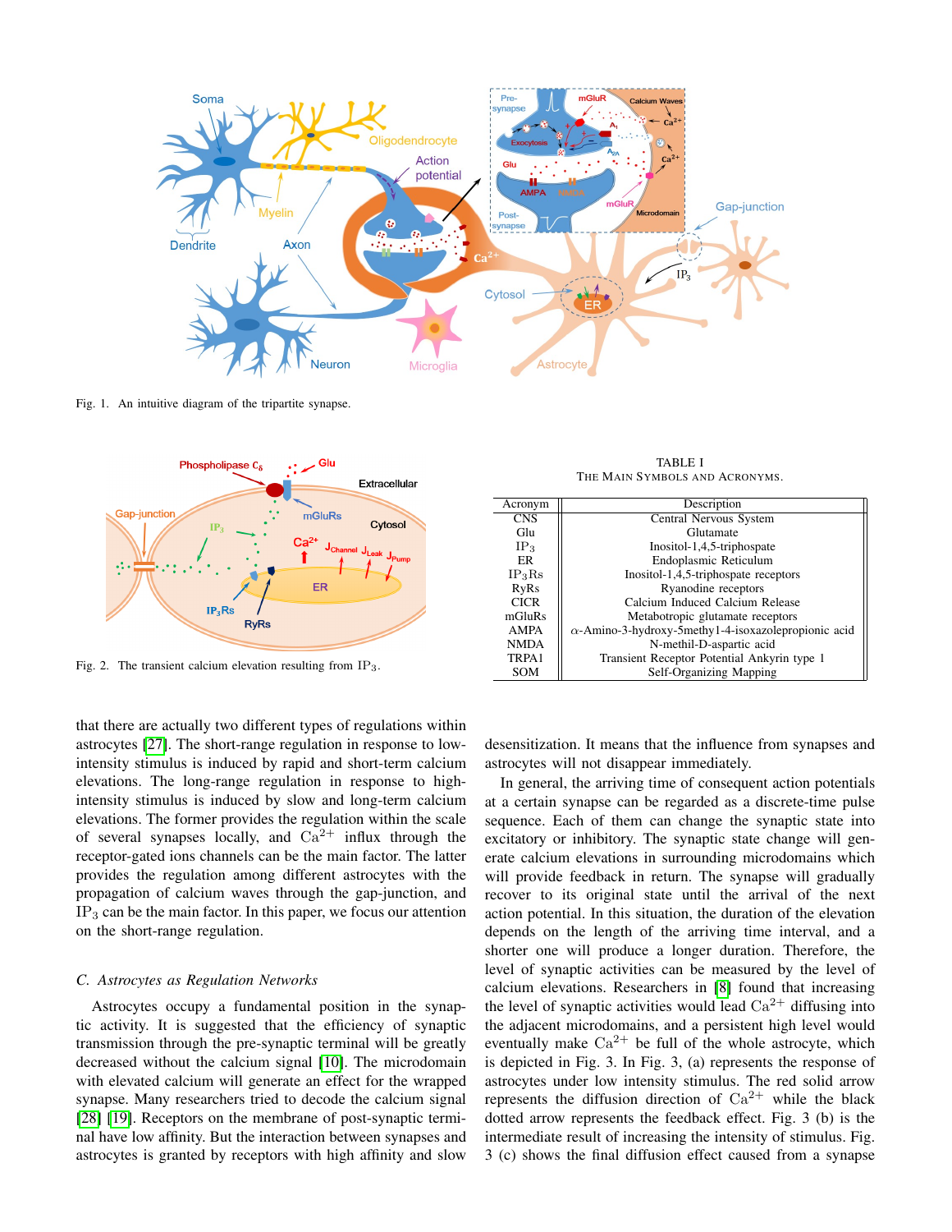Fig. 1. An intuitive diagram of the tripartite synapse.

Fig. 2. The transient calcium elevation resulting from $IP_3$.

TABLE I
THE MAIN SYMBOLS AND ACRONYMS.

| Acronym | Description |
|---|---|
| CNS | Central Nervous System |
| Glu | Glutamate |
| $IP_3$ | Inositol-1,4,5-triphospate |
| ER | Endoplasmic Reticulum |
| $IP_3Rs$ | Inositol-1,4,5-triphospate receptors |
| RyRs | Ryanodine receptors |
| CICR | Calcium Induced Calcium Release |
| mGluRs | Metabotropic glutamate receptors |
| AMPA | $\alpha$-Amino-3-hydroxy-5methy1-4-isoxazolepropionic acid |
| NMDA | N-methil-D-aspartic acid |
| TRPA1 | Transient Receptor Potential Ankyrin type 1 |
| SOM | Self-Organizing Mapping |

that there are actually two different types of regulations within astrocytes [27]. The short-range regulation in response to low-intensity stimulus is induced by rapid and short-term calcium elevations. The long-range regulation in response to high-intensity stimulus is induced by slow and long-term calcium elevations. The former provides the regulation within the scale of several synapses locally, and $Ca^{2+}$ influx through the receptor-gated ions channels can be the main factor. The latter provides the regulation among different astrocytes with the propagation of calcium waves through the gap-junction, and $IP_3$ can be the main factor. In this paper, we focus our attention on the short-range regulation.

### *C. Astrocytes as Regulation Networks*

Astrocytes occupy a fundamental position in the synaptic activity. It is suggested that the efficiency of synaptic transmission through the pre-synaptic terminal will be greatly decreased without the calcium signal [10]. The microdomain with elevated calcium will generate an effect for the wrapped synapse. Many researchers tried to decode the calcium signal [28] [19]. Receptors on the membrane of post-synaptic terminal have low affinity. But the interaction between synapses and astrocytes is granted by receptors with high affinity and slow desensitization. It means that the influence from synapses and astrocytes will not disappear immediately.

In general, the arriving time of consequent action potentials at a certain synapse can be regarded as a discrete-time pulse sequence. Each of them can change the synaptic state into excitatory or inhibitory. The synaptic state change will generate calcium elevations in surrounding microdomains which will provide feedback in return. The synapse will gradually recover to its original state until the arrival of the next action potential. In this situation, the duration of the elevation depends on the length of the arriving time interval, and a shorter one will produce a longer duration. Therefore, the level of synaptic activities can be measured by the level of calcium elevations. Researchers in [8] found that increasing the level of synaptic activities would lead $Ca^{2+}$ diffusing into the adjacent microdomains, and a persistent high level would eventually make $Ca^{2+}$ be full of the whole astrocyte, which is depicted in Fig. 3. In Fig. 3, (a) represents the response of astrocytes under low intensity stimulus. The red solid arrow represents the diffusion direction of $Ca^{2+}$ while the black dotted arrow represents the feedback effect. Fig. 3 (b) is the intermediate result of increasing the intensity of stimulus. Fig. 3 (c) shows the final diffusion effect caused from a synapse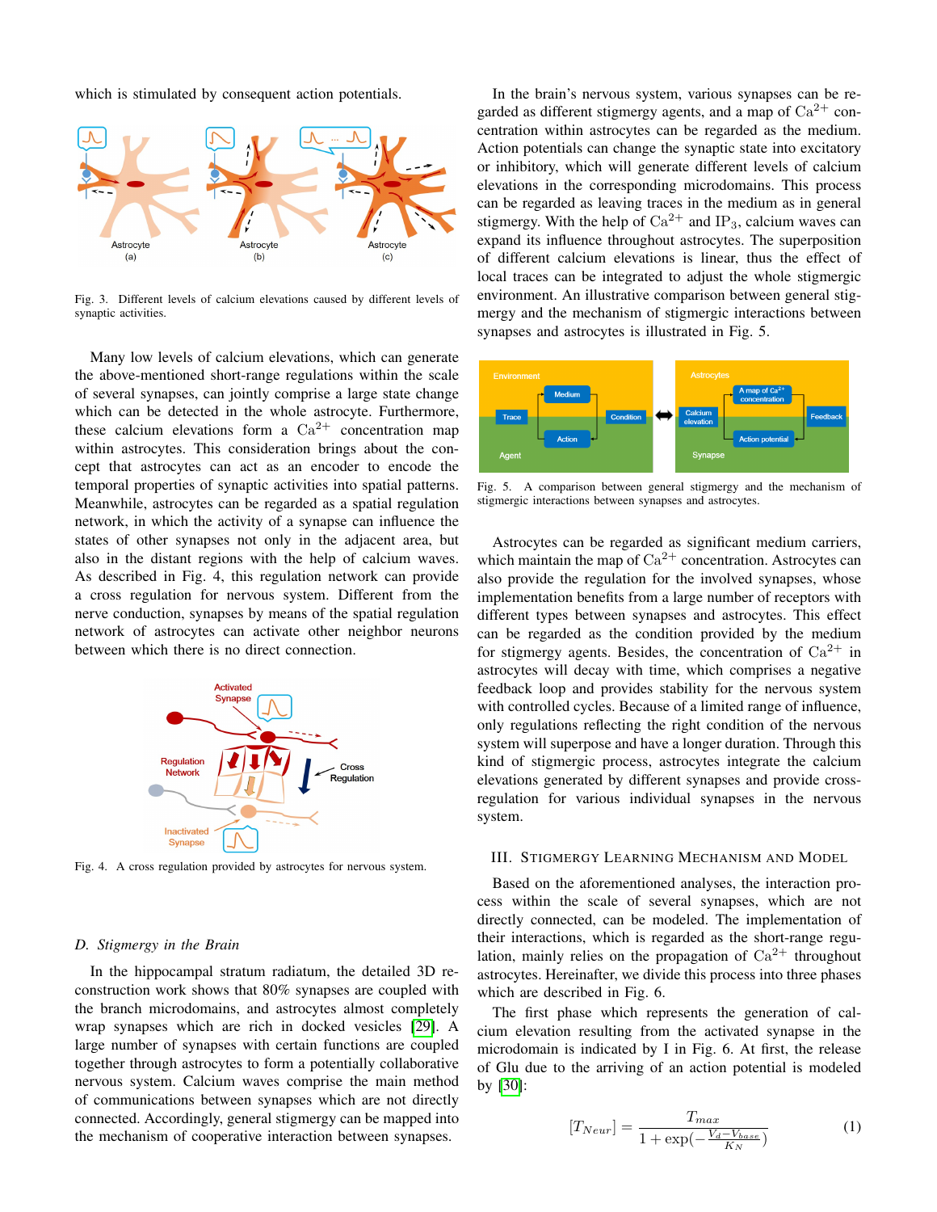which is stimulated by consequent action potentials.

Fig. 3. Different levels of calcium elevations caused by different levels of synaptic activities.

Many low levels of calcium elevations, which can generate the above-mentioned short-range regulations within the scale of several synapses, can jointly comprise a large state change which can be detected in the whole astrocyte. Furthermore, these calcium elevations form a $Ca^{2+}$ concentration map within astrocytes. This consideration brings about the concept that astrocytes can act as an encoder to encode the temporal properties of synaptic activities into spatial patterns. Meanwhile, astrocytes can be regarded as a spatial regulation network, in which the activity of a synapse can influence the states of other synapses not only in the adjacent area, but also in the distant regions with the help of calcium waves. As described in Fig. 4, this regulation network can provide a cross regulation for nervous system. Different from the nerve conduction, synapses by means of the spatial regulation network of astrocytes can activate other neighbor neurons between which there is no direct connection.

Fig. 4. A cross regulation provided by astrocytes for nervous system.

### D. Stigmergy in the Brain

In the hippocampal stratum radiatum, the detailed 3D reconstruction work shows that 80% synapses are coupled with the branch microdomains, and astrocytes almost completely wrap synapses which are rich in docked vesicles [29]. A large number of synapses with certain functions can be coupled together through astrocytes to form a potentially collaborative nervous system. Calcium waves comprise the main method of communications between synapses which are not directly connected. Accordingly, general stigmergy can be mapped into the mechanism of cooperative interaction between synapses.

In the brain's nervous system, various synapses can be regarded as different stigmergy agents, and a map of $Ca^{2+}$ concentration within astrocytes can be regarded as the medium. Action potentials can change the synaptic state into excitatory or inhibitory, which will generate different levels of calcium elevations in the corresponding microdomains. This process can be regarded as leaving traces in the medium as in general stigmergy. With the help of $Ca^{2+}$ and $IP_3$, calcium waves can expand its influence throughout astrocytes. The superposition of different calcium elevations is linear, thus the effect of local traces can be integrated to adjust the whole stigmergic environment. An illustrative comparison between general stigmergy and the mechanism of stigmergic interactions between synapses and astrocytes is illustrated in Fig. 5.

Fig. 5. A comparison between general stigmergy and the mechanism of stigmergic interactions between synapses and astrocytes.

Astrocytes can be regarded as significant medium carriers, which maintain the map of $Ca^{2+}$ concentration. Astrocytes can also provide the regulation for the involved synapses, whose implementation benefits from a large number of receptors with different types between synapses and astrocytes. This effect can be regarded as the condition provided by the medium for stigmergy agents. Besides, the concentration of $Ca^{2+}$ in astrocytes will decay with time, which comprises a negative feedback loop and provides stability for the nervous system with controlled cycles. Because of a limited range of influence, only regulations reflecting the right condition of the nervous system will superpose and have a longer duration. Through this kind of stigmergic process, astrocytes integrate the calcium elevations generated by different synapses and provide cross-regulation for various individual synapses in the nervous system.

## III. Stigmergy Learning Mechanism and Model

Based on the aforementioned analyses, the interaction process within the scale of several synapses, which are not directly connected, can be modeled. The implementation of their interactions, which is regarded as the short-range regulation, mainly relies on the propagation of $Ca^{2+}$ throughout astrocytes. Hereinafter, we divide this process into three phases which are described in Fig. 6.

The first phase which represents the generation of calcium elevation resulting from the activated synapse in the microdomain is indicated by I in Fig. 6. At first, the release of Glu due to the arriving of an action potential is modeled by [30]:

$$[T_{Neur}] = \frac{T_{max}}{1 + \exp(-\frac{V_d - V_{base}}{K_N})} \tag{1}$$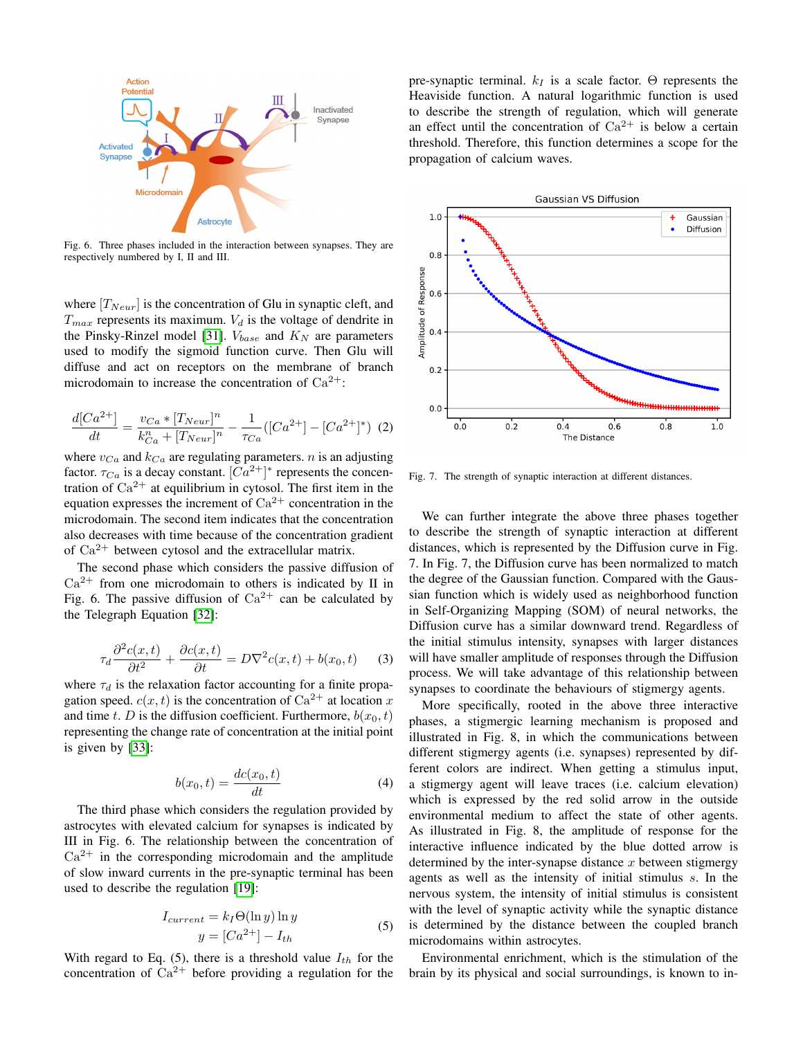Fig. 6. Three phases included in the interaction between synapses. They are respectively numbered by I, II and III.

where $[T_{Neur}]$ is the concentration of Glu in synaptic cleft, and $T_{max}$ represents its maximum. $V_d$ is the voltage of dendrite in the Pinsky-Rinzel model [31]. $V_{base}$ and $K_N$ are parameters used to modify the sigmoid function curve. Then Glu will diffuse and act on receptors on the membrane of branch microdomain to increase the concentration of $Ca^{2+}$:

$$\frac{d[Ca^{2+}]}{dt} = \frac{v_{Ca} * [T_{Neur}]^n}{k_{Ca}^n + [T_{Neur}]^n} - \frac{1}{\tau_{Ca}}([Ca^{2+}] - [Ca^{2+}]^*) \quad (2)$$

where $v_{Ca}$ and $k_{Ca}$ are regulating parameters. $n$ is an adjusting factor. $\tau_{Ca}$ is a decay constant. $[Ca^{2+}]^*$ represents the concentration of $Ca^{2+}$ at equilibrium in cytosol. The first item in the equation expresses the increment of $Ca^{2+}$ concentration in the microdomain. The second item indicates that the concentration also decreases with time because of the concentration gradient of $Ca^{2+}$ between cytosol and the extracellular matrix.

The second phase which considers the passive diffusion of $Ca^{2+}$ from one microdomain to others is indicated by II in Fig. 6. The passive diffusion of $Ca^{2+}$ can be calculated by the Telegraph Equation [32]:

$$\tau_d \frac{\partial^2 c(x,t)}{\partial t^2} + \frac{\partial c(x,t)}{\partial t} = D\nabla^2 c(x,t) + b(x_0,t) \quad (3)$$

where $\tau_d$ is the relaxation factor accounting for a finite propagation speed. $c(x,t)$ is the concentration of $Ca^{2+}$ at location $x$ and time $t$. $D$ is the diffusion coefficient. Furthermore, $b(x_0,t)$ representing the change rate of concentration at the initial point is given by [33]:

$$b(x_0,t) = \frac{dc(x_0,t)}{dt} \quad (4)$$

The third phase which considers the regulation provided by astrocytes with elevated calcium for synapses is indicated by III in Fig. 6. The relationship between the concentration of $Ca^{2+}$ in the corresponding microdomain and the amplitude of slow inward currents in the pre-synaptic terminal has been used to describe the regulation [19]:

$$I_{current} = k_I \Theta(\ln y) \ln y$$
$$y = [Ca^{2+}] - I_{th} \quad (5)$$

With regard to Eq. (5), there is a threshold value $I_{th}$ for the concentration of $Ca^{2+}$ before providing a regulation for the pre-synaptic terminal. $k_I$ is a scale factor. $\Theta$ represents the Heaviside function. A natural logarithmic function is used to describe the strength of regulation, which will generate an effect until the concentration of $Ca^{2+}$ is below a certain threshold. Therefore, this function determines a scope for the propagation of calcium waves.

Fig. 7. The strength of synaptic interaction at different distances.

We can further integrate the above three phases together to describe the strength of synaptic interaction at different distances, which is represented by the Diffusion curve in Fig. 7. In Fig. 7, the Diffusion curve has been normalized to match the degree of the Gaussian function. Compared with the Gaussian function which is widely used as neighborhood function in Self-Organizing Mapping (SOM) of neural networks, the Diffusion curve has a similar downward trend. Regardless of the initial stimulus intensity, synapses with larger distances will have smaller amplitude of responses through the Diffusion process. We will take advantage of this relationship between synapses to coordinate the behaviours of stigmergy agents.

More specifically, rooted in the above three interactive phases, a stigmergic learning mechanism is proposed and illustrated in Fig. 8, in which the communications between different stigmergy agents (i.e. synapses) represented by different colors are indirect. When getting a stimulus input, a stigmergy agent will leave traces (i.e. calcium elevation) which is expressed by the red solid arrow in the outside environmental medium to affect the state of other agents. As illustrated in Fig. 8, the amplitude of response for the interactive influence indicated by the blue dotted arrow is determined by the inter-synapse distance $x$ between stigmergy agents as well as the intensity of initial stimulus $s$. In the nervous system, the intensity of initial stimulus is consistent with the level of synaptic activity while the synaptic distance is determined by the distance between the coupled branch microdomains within astrocytes.

Environmental enrichment, which is the stimulation of the brain by its physical and social surroundings, is known to in-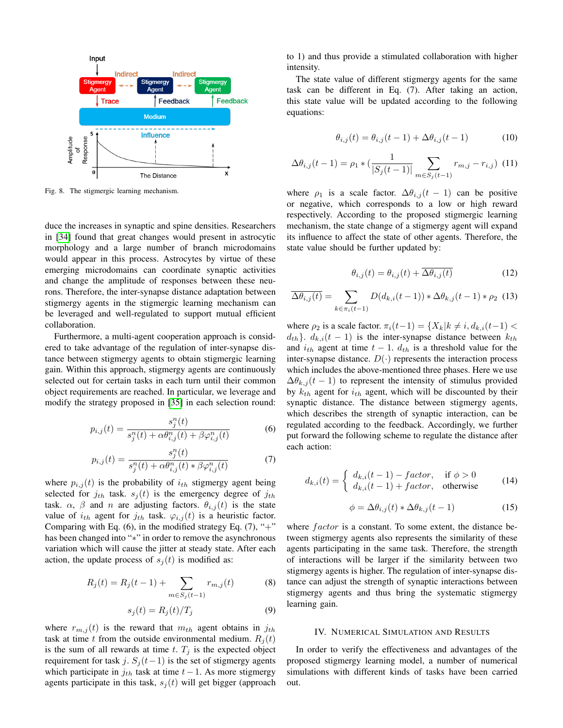Fig. 8. The stigmergic learning mechanism.

duce the increases in synaptic and spine densities. Researchers in [34] found that great changes would present in astrocytic morphology and a large number of branch microdomains would appear in this process. Astrocytes by virtue of these emerging microdomains can coordinate synaptic activities and change the amplitude of responses between these neurons. Therefore, the inter-synapse distance adaptation between stigmergy agents in the stigmergic learning mechanism can be leveraged and well-regulated to support mutual efficient collaboration.

Furthermore, a multi-agent cooperation approach is considered to take advantage of the regulation of inter-synapse distance between stigmergy agents to obtain stigmergic learning gain. Within this approach, stigmergy agents are continuously selected out for certain tasks in each turn until their common object requirements are reached. In particular, we leverage and modify the strategy proposed in [35] in each selection round:

$$p_{i,j}(t) = \frac{s_j^n(t)}{s_j^n(t) + \alpha\theta_{i,j}^n(t) + \beta\varphi_{i,j}^n(t)} \tag{6}$$

$$p_{i,j}(t) = \frac{s_j^n(t)}{s_j^n(t) + \alpha\theta_{i,j}^n(t) * \beta\varphi_{i,j}^n(t)} \tag{7}$$

where $p_{i,j}(t)$ is the probability of $i_{th}$ stigmergy agent being selected for $j_{th}$ task. $s_j(t)$ is the emergency degree of $j_{th}$ task. $\alpha$, $\beta$ and $n$ are adjusting factors. $\theta_{i,j}(t)$ is the state value of $i_{th}$ agent for $j_{th}$ task. $\varphi_{i,j}(t)$ is a heuristic factor. Comparing with Eq. (6), in the modified strategy Eq. (7), "+" has been changed into "$*$" in order to remove the asynchronous variation which will cause the jitter at steady state. After each action, the update process of $s_j(t)$ is modified as:

$$R_j(t) = R_j(t-1) + \sum_{m \in S_j(t-1)} r_{m,j}(t) \tag{8}$$

$$s_j(t) = R_j(t)/T_j \tag{9}$$

where $r_{m,j}(t)$ is the reward that $m_{th}$ agent obtains in $j_{th}$ task at time $t$ from the outside environmental medium. $R_j(t)$ is the sum of all rewards at time $t$. $T_j$ is the expected object requirement for task $j$. $S_j(t-1)$ is the set of stigmergy agents which participate in $j_{th}$ task at time $t-1$. As more stigmergy agents participate in this task, $s_j(t)$ will get bigger (approach to 1) and thus provide a stimulated collaboration with higher intensity.

The state value of different stigmergy agents for the same task can be different in Eq. (7). After taking an action, this state value will be updated according to the following equations:

$$\theta_{i,j}(t) = \theta_{i,j}(t-1) + \Delta\theta_{i,j}(t-1) \tag{10}$$

$$\Delta\theta_{i,j}(t-1) = \rho_1 * \left(\frac{1}{|S_j(t-1)|} \sum_{m \in S_j(t-1)} r_{m,j} - r_{i,j}\right) \tag{11}$$

where $\rho_1$ is a scale factor. $\Delta\theta_{i,j}(t-1)$ can be positive or negative, which corresponds to a low or high reward respectively. According to the proposed stigmergic learning mechanism, the state change of a stigmergy agent will expand its influence to affect the state of other agents. Therefore, the state value should be further updated by:

$$\theta_{i,j}(t) = \theta_{i,j}(t) + \overline{\Delta\theta_{i,j}(t)} \tag{12}$$

$$\overline{\Delta\theta_{i,j}(t)} = \sum_{k \in \pi_i(t-1)} D(d_{k,i}(t-1)) * \Delta\theta_{k,j}(t-1) * \rho_2 \tag{13}$$

where $\rho_2$ is a scale factor. $\pi_i(t-1) = \{X_k | k \neq i, d_{k,i}(t-1) < d_{th}\}$. $d_{k,i}(t-1)$ is the inter-synapse distance between $k_{th}$ and $i_{th}$ agent at time $t-1$. $d_{th}$ is a threshold value for the inter-synapse distance. $D(\cdot)$ represents the interaction process which includes the above-mentioned three phases. Here we use $\Delta\theta_{k,j}(t-1)$ to represent the intensity of stimulus provided by $k_{th}$ agent for $i_{th}$ agent, which will be discounted by their synaptic distance. The distance between stigmergy agents, which describes the strength of synaptic interaction, can be regulated according to the feedback. Accordingly, we further put forward the following scheme to regulate the distance after each action:

$$d_{k,i}(t) = \begin{cases} d_{k,i}(t-1) - factor, & \text{if } \phi > 0 \\ d_{k,i}(t-1) + factor, & \text{otherwise} \end{cases} \tag{14}$$

$$\phi = \Delta\theta_{i,j}(t) * \Delta\theta_{k,j}(t-1) \tag{15}$$

where $factor$ is a constant. To some extent, the distance between stigmergy agents also represents the similarity of these agents participating in the same task. Therefore, the strength of interactions will be larger if the similarity between two stigmergy agents is higher. The regulation of inter-synapse distance can adjust the strength of synaptic interactions between stigmergy agents and thus bring the systematic stigmergy learning gain.

## IV. Numerical Simulation and Results

In order to verify the effectiveness and advantages of the proposed stigmergy learning model, a number of numerical simulations with different kinds of tasks have been carried out.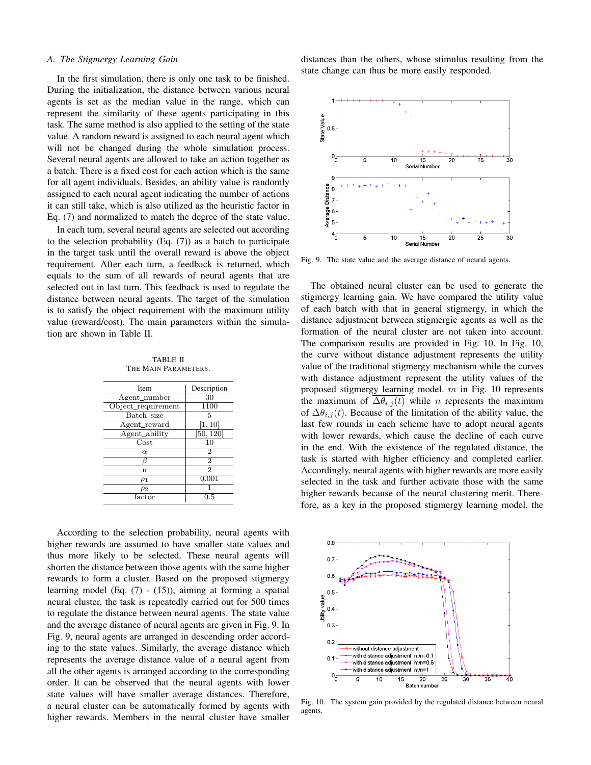### A. The Stigmergy Learning Gain

In the first simulation, there is only one task to be finished. During the initialization, the distance between various neural agents is set as the median value in the range, which can represent the similarity of these agents participating in this task. The same method is also applied to the setting of the state value. A random reward is assigned to each neural agent which will not be changed during the whole simulation process. Several neural agents are allowed to take an action together as a batch. There is a fixed cost for each action which is the same for all agent individuals. Besides, an ability value is randomly assigned to each neural agent indicating the number of actions it can still take, which is also utilized as the heuristic factor in Eq. (7) and normalized to match the degree of the state value.

In each turn, several neural agents are selected out according to the selection probability (Eq. (7)) as a batch to participate in the target task until the overall reward is above the object requirement. After each turn, a feedback is returned, which equals to the sum of all rewards of neural agents that are selected out in last turn. This feedback is used to regulate the distance between neural agents. The target of the simulation is to satisfy the object requirement with the maximum utility value (reward/cost). The main parameters within the simulation are shown in Table II.

TABLE II
THE MAIN PARAMETERS.

| Item | Description |
|---|---|
| Agent_number | 30 |
| Object_requirement | 1100 |
| Batch_size | 5 |
| Agent_reward | [1, 10] |
| Agent_ability | [50, 120] |
| Cost | 10 |
| $\alpha$ | 2 |
| $\beta$ | 2 |
| n | 2 |
| $\rho_1$ | 0.001 |
| $\rho_2$ | 1 |
| factor | 0.5 |

According to the selection probability, neural agents with higher rewards are assumed to have smaller state values and thus more likely to be selected. These neural agents will shorten the distance between those agents with the same higher rewards to form a cluster. Based on the proposed stigmergy learning model (Eq. (7) - (15)), aiming at forming a spatial neural cluster, the task is repeatedly carried out for 500 times to regulate the distance between neural agents. The state value and the average distance of neural agents are given in Fig. 9. In Fig. 9, neural agents are arranged in descending order according to the state values. Similarly, the average distance which represents the average distance value of a neural agent from all the other agents is arranged according to the corresponding order. It can be observed that the neural agents with lower state values will have smaller average distances. Therefore, a neural cluster can be automatically formed by agents with higher rewards. Members in the neural cluster have smaller distances than the others, whose stimulus resulting from the state change can thus be more easily responded.

Fig. 9. The state value and the average distance of neural agents.

The obtained neural cluster can be used to generate the stigmergy learning gain. We have compared the utility value of each batch with that in general stigmergy, in which the distance adjustment between stigmergic agents as well as the formation of the neural cluster are not taken into account. The comparison results are provided in Fig. 10. In Fig. 10, the curve without distance adjustment represents the utility value of the traditional stigmergy mechanism while the curves with distance adjustment represent the utility values of the proposed stigmergy learning model. $m$ in Fig. 10 represents the maximum of $\overline{\Delta\theta_{i,j}(t)}$ while $n$ represents the maximum of $\Delta\theta_{i,j}(t)$. Because of the limitation of the ability value, the last few rounds in each scheme have to adopt neural agents with lower rewards, which cause the decline of each curve in the end. With the existence of the regulated distance, the task is started with higher efficiency and completed earlier. Accordingly, neural agents with higher rewards are more easily selected in the task and further activate those with the same higher rewards because of the neural clustering merit. Therefore, as a key in the proposed stigmergy learning model, the

Fig. 10. The system gain provided by the regulated distance between neural agents.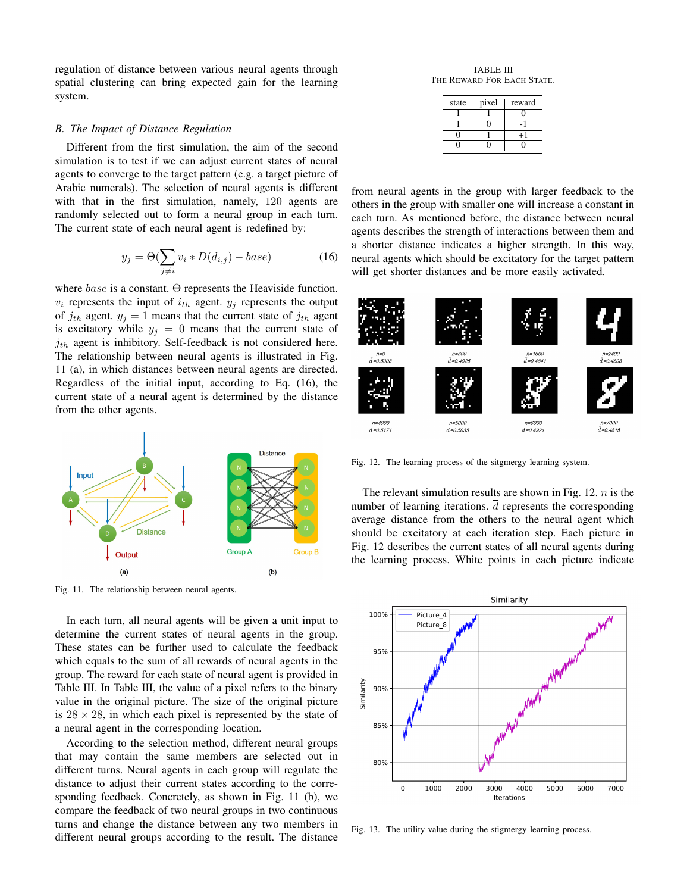regulation of distance between various neural agents through spatial clustering can bring expected gain for the learning system.

### B. The Impact of Distance Regulation

Different from the first simulation, the aim of the second simulation is to test if we can adjust current states of neural agents to converge to the target pattern (e.g. a target picture of Arabic numerals). The selection of neural agents is different with that in the first simulation, namely, 120 agents are randomly selected out to form a neural group in each turn. The current state of each neural agent is redefined by:

$$y_j = \Theta(\sum_{j \neq i} v_i * D(d_{i,j}) - base) \tag{16}$$

where $base$ is a constant. $\Theta$ represents the Heaviside function. $v_i$ represents the input of $i_{th}$ agent. $y_j$ represents the output of $j_{th}$ agent. $y_j = 1$ means that the current state of $j_{th}$ agent is excitatory while $y_j = 0$ means that the current state of $j_{th}$ agent is inhibitory. Self-feedback is not considered here. The relationship between neural agents is illustrated in Fig. 11 (a), in which distances between neural agents are directed. Regardless of the initial input, according to Eq. (16), the current state of a neural agent is determined by the distance from the other agents.

Fig. 11. The relationship between neural agents.

In each turn, all neural agents will be given a unit input to determine the current states of neural agents in the group. These states can be further used to calculate the feedback which equals to the sum of all rewards of neural agents in the group. The reward for each state of neural agent is provided in Table III. In Table III, the value of a pixel refers to the binary value in the original picture. The size of the original picture is $28 \times 28$, in which each pixel is represented by the state of a neural agent in the corresponding location.

According to the selection method, different neural groups that may contain the same members are selected out in different turns. Neural agents in each group will regulate the distance to adjust their current states according to the corresponding feedback. Concretely, as shown in Fig. 11 (b), we compare the feedback of two neural groups in two continuous turns and change the distance between any two members in different neural groups according to the result. The distance from neural agents in the group with larger feedback to the others in the group with smaller one will increase a constant in each turn. As mentioned before, the distance between neural agents describes the strength of interactions between them and a shorter distance indicates a higher strength. In this way, neural agents which should be excitatory for the target pattern will get shorter distances and be more easily activated.

TABLE III
THE REWARD FOR EACH STATE.

| state | pixel | reward |
|---|---|---|
| 1 | 1 | 0 |
| 1 | 0 | -1 |
| 0 | 1 | +1 |
| 0 | 0 | 0 |

Fig. 12. The learning process of the sitgmergy learning system.

The relevant simulation results are shown in Fig. 12. $n$ is the number of learning iterations. $\overline{d}$ represents the corresponding average distance from the others to the neural agent which should be excitatory at each iteration step. Each picture in Fig. 12 describes the current states of all neural agents during the learning process. White points in each picture indicate

Fig. 13. The utility value during the stigmergy learning process.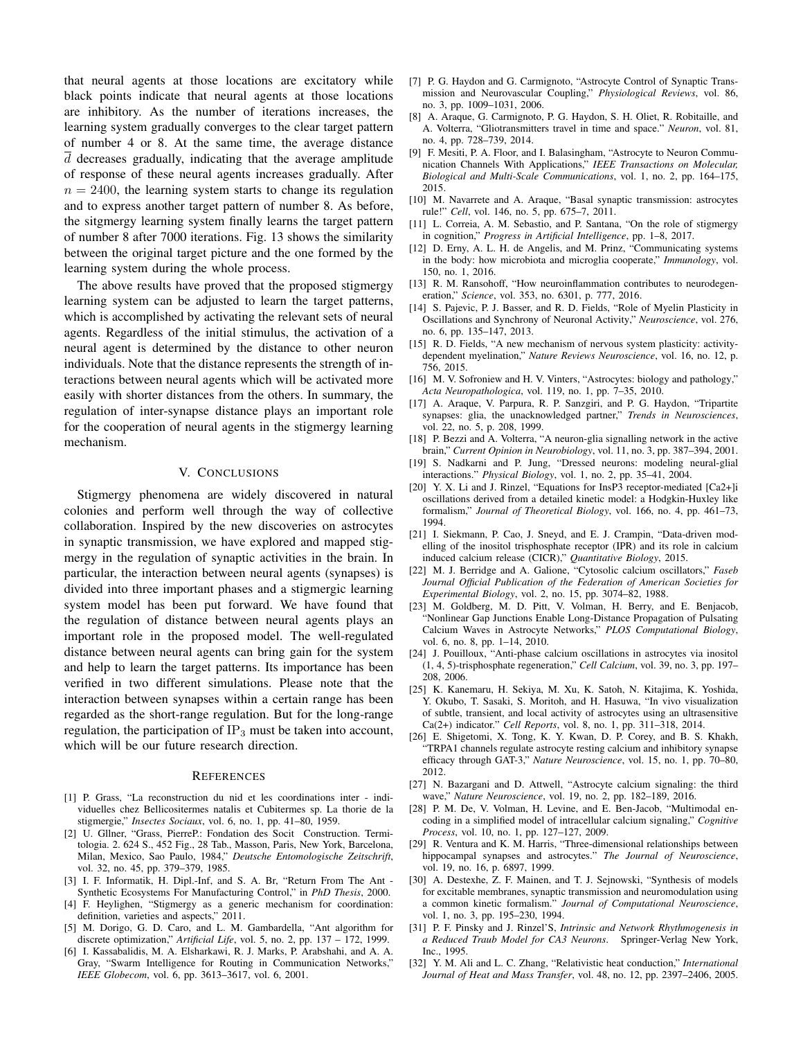that neural agents at those locations are excitatory while black points indicate that neural agents at those locations are inhibitory. As the number of iterations increases, the learning system gradually converges to the clear target pattern of number 4 or 8. At the same time, the average distance $\overline{d}$ decreases gradually, indicating that the average amplitude of response of these neural agents increases gradually. After $n = 2400$, the learning system starts to change its regulation and to express another target pattern of number 8. As before, the sitgmergy learning system finally learns the target pattern of number 8 after 7000 iterations. Fig. 13 shows the similarity between the original target picture and the one formed by the learning system during the whole process.

The above results have proved that the proposed stigmergy learning system can be adjusted to learn the target patterns, which is accomplished by activating the relevant sets of neural agents. Regardless of the initial stimulus, the activation of a neural agent is determined by the distance to other neuron individuals. Note that the distance represents the strength of interactions between neural agents which will be activated more easily with shorter distances from the others. In summary, the regulation of inter-synapse distance plays an important role for the cooperation of neural agents in the stigmergy learning mechanism.

## V. Conclusions

Stigmergy phenomena are widely discovered in natural colonies and perform well through the way of collective collaboration. Inspired by the new discoveries on astrocytes in synaptic transmission, we have explored and mapped stigmergy in the regulation of synaptic activities in the brain. In particular, the interaction between neural agents (synapses) is divided into three important phases and a stigmergic learning system model has been put forward. We have found that the regulation of distance between neural agents plays an important role in the proposed model. The well-regulated distance between neural agents can bring gain for the system and help to learn the target patterns. Its importance has been verified in two different simulations. Please note that the interaction between synapses within a certain range has been regarded as the short-range regulation. But for the long-range regulation, the participation of $IP_3$ must be taken into account, which will be our future research direction.

## References

[1] P. Grass, "La reconstruction du nid et les coordinations inter - individuelles chez Bellicositermes natalis et Cubitermes sp. La thorie de la stigmergie," *Insectes Sociaux*, vol. 6, no. 1, pp. 41–80, 1959.

[2] U. Gllner, "Grass, PierreP.: Fondation des Socit Construction. Termitologia. 2. 624 S., 452 Fig., 28 Tab., Masson, Paris, New York, Barcelona, Milan, Mexico, Sao Paulo, 1984," *Deutsche Entomologische Zeitschrift*, vol. 32, no. 45, pp. 379–379, 1985.

[3] I. F. Informatik, H. Dipl.-Inf, and S. A. Br, "Return From The Ant - Synthetic Ecosystems For Manufacturing Control," in *PhD Thesis*, 2000.

[4] F. Heylighen, "Stigmergy as a generic mechanism for coordination: definition, varieties and aspects," 2011.

[5] M. Dorigo, G. D. Caro, and L. M. Gambardella, "Ant algorithm for discrete optimization," *Artificial Life*, vol. 5, no. 2, pp. 137 – 172, 1999.

[6] I. Kassabalidis, M. A. Elsharkawi, R. J. Marks, P. Arabshahi, and A. A. Gray, "Swarm Intelligence for Routing in Communication Networks," *IEEE Globecom*, vol. 6, pp. 3613–3617, vol. 6, 2001.

[7] P. G. Haydon and G. Carmignoto, "Astrocyte Control of Synaptic Transmission and Neurovascular Coupling," *Physiological Reviews*, vol. 86, no. 3, pp. 1009–1031, 2006.

[8] A. Araque, G. Carmignoto, P. G. Haydon, S. H. Oliet, R. Robitaille, and A. Volterra, "Gliotransmitters travel in time and space." *Neuron*, vol. 81, no. 4, pp. 728–739, 2014.

[9] F. Mesiti, P. A. Floor, and I. Balasingham, "Astrocyte to Neuron Communication Channels With Applications," *IEEE Transactions on Molecular, Biological and Multi-Scale Communications*, vol. 1, no. 2, pp. 164–175, 2015.

[10] M. Navarrete and A. Araque, "Basal synaptic transmission: astrocytes rule!" *Cell*, vol. 146, no. 5, pp. 675–7, 2011.

[11] L. Correia, A. M. Sebastio, and P. Santana, "On the role of stigmergy in cognition," *Progress in Artificial Intelligence*, pp. 1–8, 2017.

[12] D. Erny, A. L. H. de Angelis, and M. Prinz, "Communicating systems in the body: how microbiota and microglia cooperate," *Immunology*, vol. 150, no. 1, 2016.

[13] R. M. Ransohoff, "How neuroinflammation contributes to neurodegeneration," *Science*, vol. 353, no. 6301, p. 777, 2016.

[14] S. Pajevic, P. J. Basser, and R. D. Fields, "Role of Myelin Plasticity in Oscillations and Synchrony of Neuronal Activity," *Neuroscience*, vol. 276, no. 6, pp. 135–147, 2013.

[15] R. D. Fields, "A new mechanism of nervous system plasticity: activity-dependent myelination," *Nature Reviews Neuroscience*, vol. 16, no. 12, p. 756, 2015.

[16] M. V. Sofroniew and H. V. Vinters, "Astrocytes: biology and pathology," *Acta Neuropathologica*, vol. 119, no. 1, pp. 7–35, 2010.

[17] A. Araque, V. Parpura, R. P. Sanzgiri, and P. G. Haydon, "Tripartite synapses: glia, the unacknowledged partner," *Trends in Neurosciences*, vol. 22, no. 5, p. 208, 1999.

[18] P. Bezzi and A. Volterra, "A neuron-glia signalling network in the active brain," *Current Opinion in Neurobiology*, vol. 11, no. 3, pp. 387–394, 2001.

[19] S. Nadkarni and P. Jung, "Dressed neurons: modeling neural-glial interactions." *Physical Biology*, vol. 1, no. 2, pp. 35–41, 2004.

[20] Y. X. Li and J. Rinzel, "Equations for InsP3 receptor-mediated [Ca2+]i oscillations derived from a detailed kinetic model: a Hodgkin-Huxley like formalism," *Journal of Theoretical Biology*, vol. 166, no. 4, pp. 461–73, 1994.

[21] I. Siekmann, P. Cao, J. Sneyd, and E. J. Crampin, "Data-driven modelling of the inositol trisphosphate receptor (IPR) and its role in calcium induced calcium release (CICR)," *Quantitative Biology*, 2015.

[22] M. J. Berridge and A. Galione, "Cytosolic calcium oscillators," *Faseb Journal Official Publication of the Federation of American Societies for Experimental Biology*, vol. 2, no. 15, pp. 3074–82, 1988.

[23] M. Goldberg, M. D. Pitt, V. Volman, H. Berry, and E. Benjacob, "Nonlinear Gap Junctions Enable Long-Distance Propagation of Pulsating Calcium Waves in Astrocyte Networks," *PLOS Computational Biology*, vol. 6, no. 8, pp. 1–14, 2010.

[24] J. Pouilloux, "Anti-phase calcium oscillations in astrocytes via inositol (1, 4, 5)-trisphosphate regeneration," *Cell Calcium*, vol. 39, no. 3, pp. 197–208, 2006.

[25] K. Kanemaru, H. Sekiya, M. Xu, K. Satoh, N. Kitajima, K. Yoshida, Y. Okubo, T. Sasaki, S. Moritoh, and H. Hasuwa, "In vivo visualization of subtle, transient, and local activity of astrocytes using an ultrasensitive Ca(2+) indicator." *Cell Reports*, vol. 8, no. 1, pp. 311–318, 2014.

[26] E. Shigetomi, X. Tong, K. Y. Kwan, D. P. Corey, and B. S. Khakh, "TRPA1 channels regulate astrocyte resting calcium and inhibitory synapse efficacy through GAT-3," *Nature Neuroscience*, vol. 15, no. 1, pp. 70–80, 2012.

[27] N. Bazargani and D. Attwell, "Astrocyte calcium signaling: the third wave," *Nature Neuroscience*, vol. 19, no. 2, pp. 182–189, 2016.

[28] P. M. De, V. Volman, H. Levine, and E. Ben-Jacob, "Multimodal encoding in a simplified model of intracellular calcium signaling," *Cognitive Process*, vol. 10, no. 1, pp. 127–127, 2009.

[29] R. Ventura and K. M. Harris, "Three-dimensional relationships between hippocampal synapses and astrocytes." *The Journal of Neuroscience*, vol. 19, no. 16, p. 6897, 1999.

[30] A. Destexhe, Z. F. Mainen, and T. J. Sejnowski, "Synthesis of models for excitable membranes, synaptic transmission and neuromodulation using a common kinetic formalism." *Journal of Computational Neuroscience*, vol. 1, no. 3, pp. 195–230, 1994.

[31] P. F. Pinsky and J. Rinzel'S, *Intrinsic and Network Rhythmogenesis in a Reduced Traub Model for CA3 Neurons*. Springer-Verlag New York, Inc., 1995.

[32] Y. M. Ali and L. C. Zhang, "Relativistic heat conduction," *International Journal of Heat and Mass Transfer*, vol. 48, no. 12, pp. 2397–2406, 2005.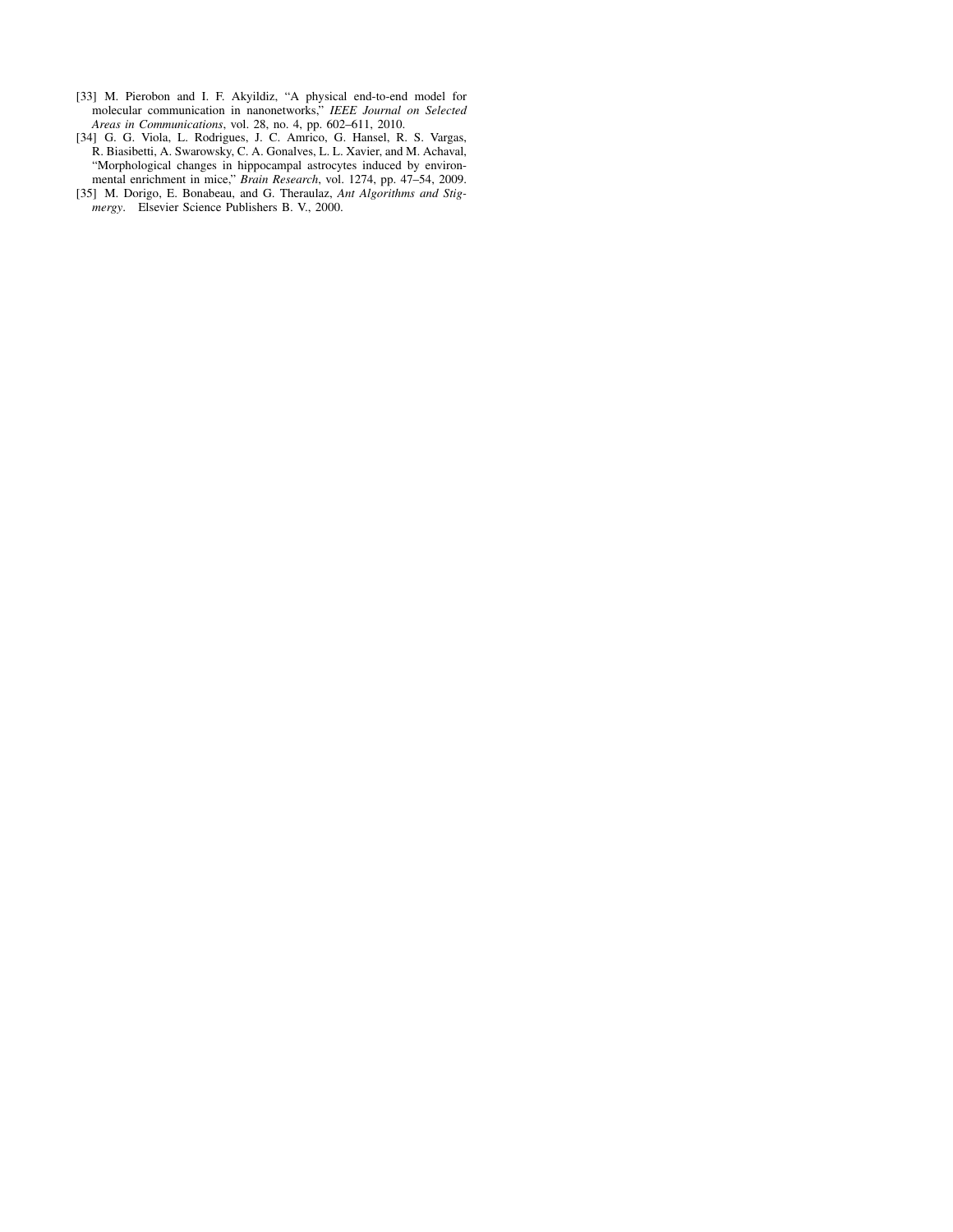[33] M. Pierobon and I. F. Akyildiz, "A physical end-to-end model for molecular communication in nanonetworks," *IEEE Journal on Selected Areas in Communications*, vol. 28, no. 4, pp. 602–611, 2010.

[34] G. G. Viola, L. Rodrigues, J. C. Amrico, G. Hansel, R. S. Vargas, R. Biasibetti, A. Swarowsky, C. A. Gonalves, L. L. Xavier, and M. Achaval, "Morphological changes in hippocampal astrocytes induced by environmental enrichment in mice," *Brain Research*, vol. 1274, pp. 47–54, 2009.

[35] M. Dorigo, E. Bonabeau, and G. Theraulaz, *Ant Algorithms and Stigmergy*. Elsevier Science Publishers B. V., 2000.